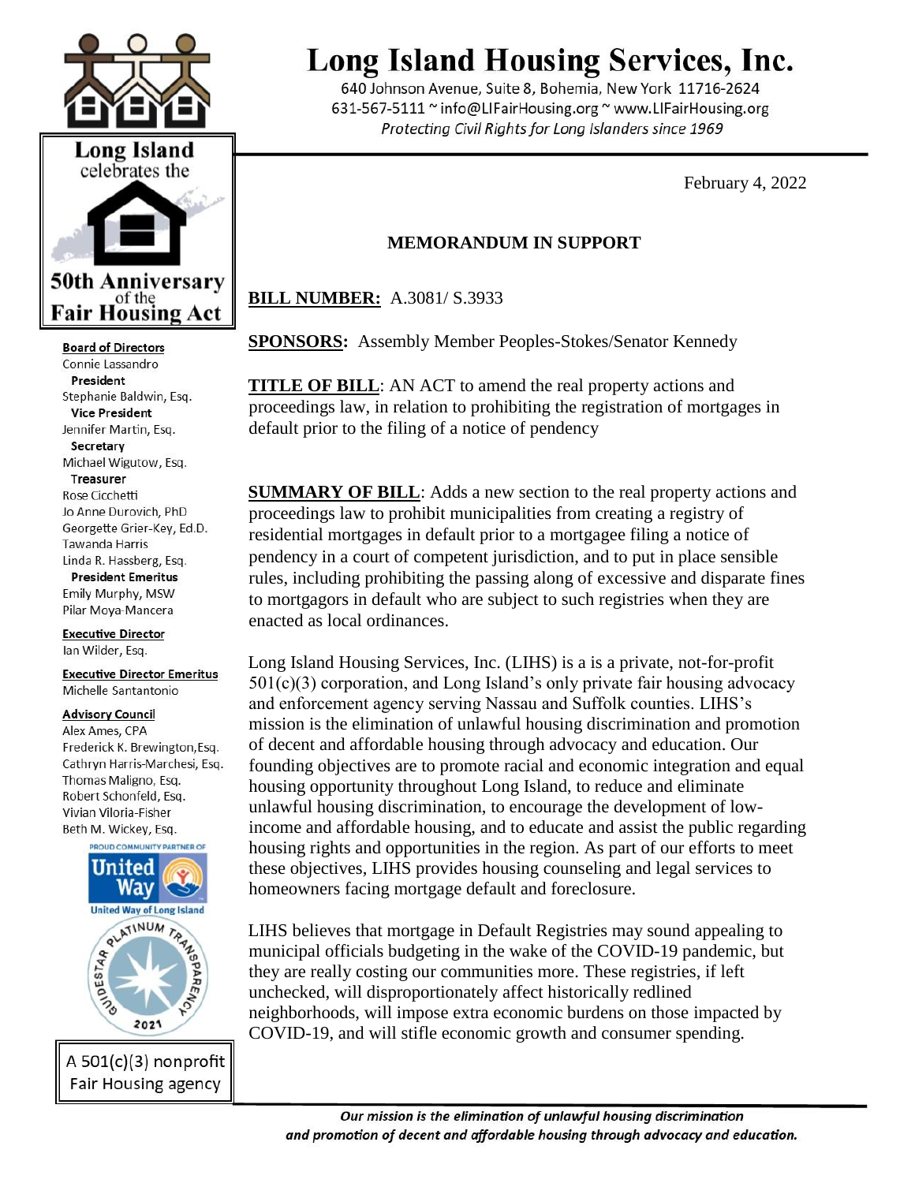# Long Island Housing Services, Inc.

640 Johnson Avenue, Suite 8, Bohemia, New York 11716-2624
631-567-5111 ~ info@LIFairHousing.org ~ www.LIFairHousing.org
*Protecting Civil Rights for Long Islanders since 1969*

Long Island celebrates the 50th Anniversary of the Fair Housing Act

**Board of Directors**
Connie Lassandro
**President**
Stephanie Baldwin, Esq.
**Vice President**
Jennifer Martin, Esq.
**Secretary**
Michael Wigutow, Esq.
**Treasurer**
Rose Cicchetti
Jo Anne Durovich, PhD
Georgette Grier-Key, Ed.D.
Tawanda Harris
Linda R. Hassberg, Esq.
**President Emeritus**
Emily Murphy, MSW
Pilar Moya-Mancera

**Executive Director**
Ian Wilder, Esq.

**Executive Director Emeritus**
Michelle Santantonio

**Advisory Council**
Alex Ames, CPA
Frederick K. Brewington, Esq.
Cathryn Harris-Marchesi, Esq.
Thomas Maligno, Esq.
Robert Schonfeld, Esq.
Vivian Viloria-Fisher
Beth M. Wickey, Esq.

PROUD COMMUNITY PARTNER OF United Way of Long Island

GUIDESTAR PLATINUM TRANSPARENCY 2021

A 501(c)(3) nonprofit Fair Housing agency

February 4, 2022

## MEMORANDUM IN SUPPORT

**BILL NUMBER:** A.3081/ S.3933

**SPONSORS:** Assembly Member Peoples-Stokes/Senator Kennedy

**TITLE OF BILL**: AN ACT to amend the real property actions and proceedings law, in relation to prohibiting the registration of mortgages in default prior to the filing of a notice of pendency

**SUMMARY OF BILL**: Adds a new section to the real property actions and proceedings law to prohibit municipalities from creating a registry of residential mortgages in default prior to a mortgagee filing a notice of pendency in a court of competent jurisdiction, and to put in place sensible rules, including prohibiting the passing along of excessive and disparate fines to mortgagors in default who are subject to such registries when they are enacted as local ordinances.

Long Island Housing Services, Inc. (LIHS) is a is a private, not-for-profit 501(c)(3) corporation, and Long Island's only private fair housing advocacy and enforcement agency serving Nassau and Suffolk counties. LIHS's mission is the elimination of unlawful housing discrimination and promotion of decent and affordable housing through advocacy and education. Our founding objectives are to promote racial and economic integration and equal housing opportunity throughout Long Island, to reduce and eliminate unlawful housing discrimination, to encourage the development of low-income and affordable housing, and to educate and assist the public regarding housing rights and opportunities in the region. As part of our efforts to meet these objectives, LIHS provides housing counseling and legal services to homeowners facing mortgage default and foreclosure.

LIHS believes that mortgage in Default Registries may sound appealing to municipal officials budgeting in the wake of the COVID-19 pandemic, but they are really costing our communities more. These registries, if left unchecked, will disproportionately affect historically redlined neighborhoods, will impose extra economic burdens on those impacted by COVID-19, and will stifle economic growth and consumer spending.

*Our mission is the elimination of unlawful housing discrimination and promotion of decent and affordable housing through advocacy and education.*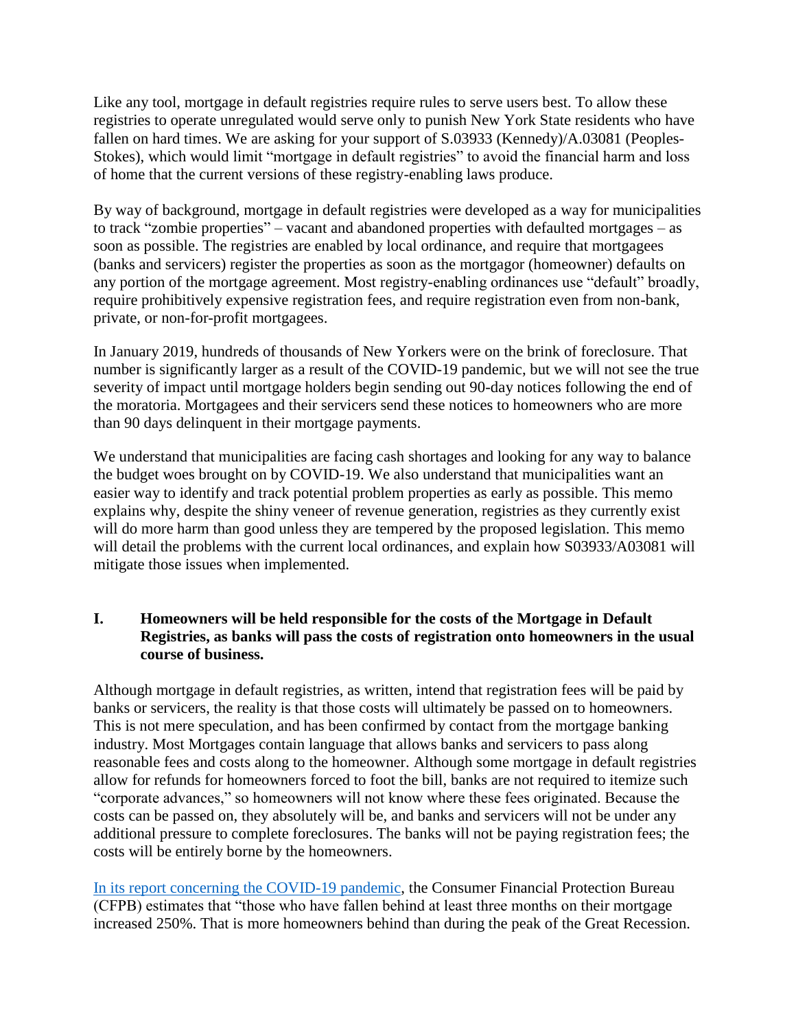Like any tool, mortgage in default registries require rules to serve users best. To allow these registries to operate unregulated would serve only to punish New York State residents who have fallen on hard times. We are asking for your support of S.03933 (Kennedy)/A.03081 (Peoples-Stokes), which would limit "mortgage in default registries" to avoid the financial harm and loss of home that the current versions of these registry-enabling laws produce.

By way of background, mortgage in default registries were developed as a way for municipalities to track "zombie properties" – vacant and abandoned properties with defaulted mortgages – as soon as possible. The registries are enabled by local ordinance, and require that mortgagees (banks and servicers) register the properties as soon as the mortgagor (homeowner) defaults on any portion of the mortgage agreement. Most registry-enabling ordinances use "default" broadly, require prohibitively expensive registration fees, and require registration even from non-bank, private, or non-for-profit mortgagees.

In January 2019, hundreds of thousands of New Yorkers were on the brink of foreclosure. That number is significantly larger as a result of the COVID-19 pandemic, but we will not see the true severity of impact until mortgage holders begin sending out 90-day notices following the end of the moratoria. Mortgagees and their servicers send these notices to homeowners who are more than 90 days delinquent in their mortgage payments.

We understand that municipalities are facing cash shortages and looking for any way to balance the budget woes brought on by COVID-19. We also understand that municipalities want an easier way to identify and track potential problem properties as early as possible. This memo explains why, despite the shiny veneer of revenue generation, registries as they currently exist will do more harm than good unless they are tempered by the proposed legislation. This memo will detail the problems with the current local ordinances, and explain how S03933/A03081 will mitigate those issues when implemented.

## I. Homeowners will be held responsible for the costs of the Mortgage in Default Registries, as banks will pass the costs of registration onto homeowners in the usual course of business.

Although mortgage in default registries, as written, intend that registration fees will be paid by banks or servicers, the reality is that those costs will ultimately be passed on to homeowners. This is not mere speculation, and has been confirmed by contact from the mortgage banking industry. Most Mortgages contain language that allows banks and servicers to pass along reasonable fees and costs along to the homeowner. Although some mortgage in default registries allow for refunds for homeowners forced to foot the bill, banks are not required to itemize such "corporate advances," so homeowners will not know where these fees originated. Because the costs can be passed on, they absolutely will be, and banks and servicers will not be under any additional pressure to complete foreclosures. The banks will not be paying registration fees; the costs will be entirely borne by the homeowners.

In its report concerning the COVID-19 pandemic, the Consumer Financial Protection Bureau (CFPB) estimates that "those who have fallen behind at least three months on their mortgage increased 250%. That is more homeowners behind than during the peak of the Great Recession.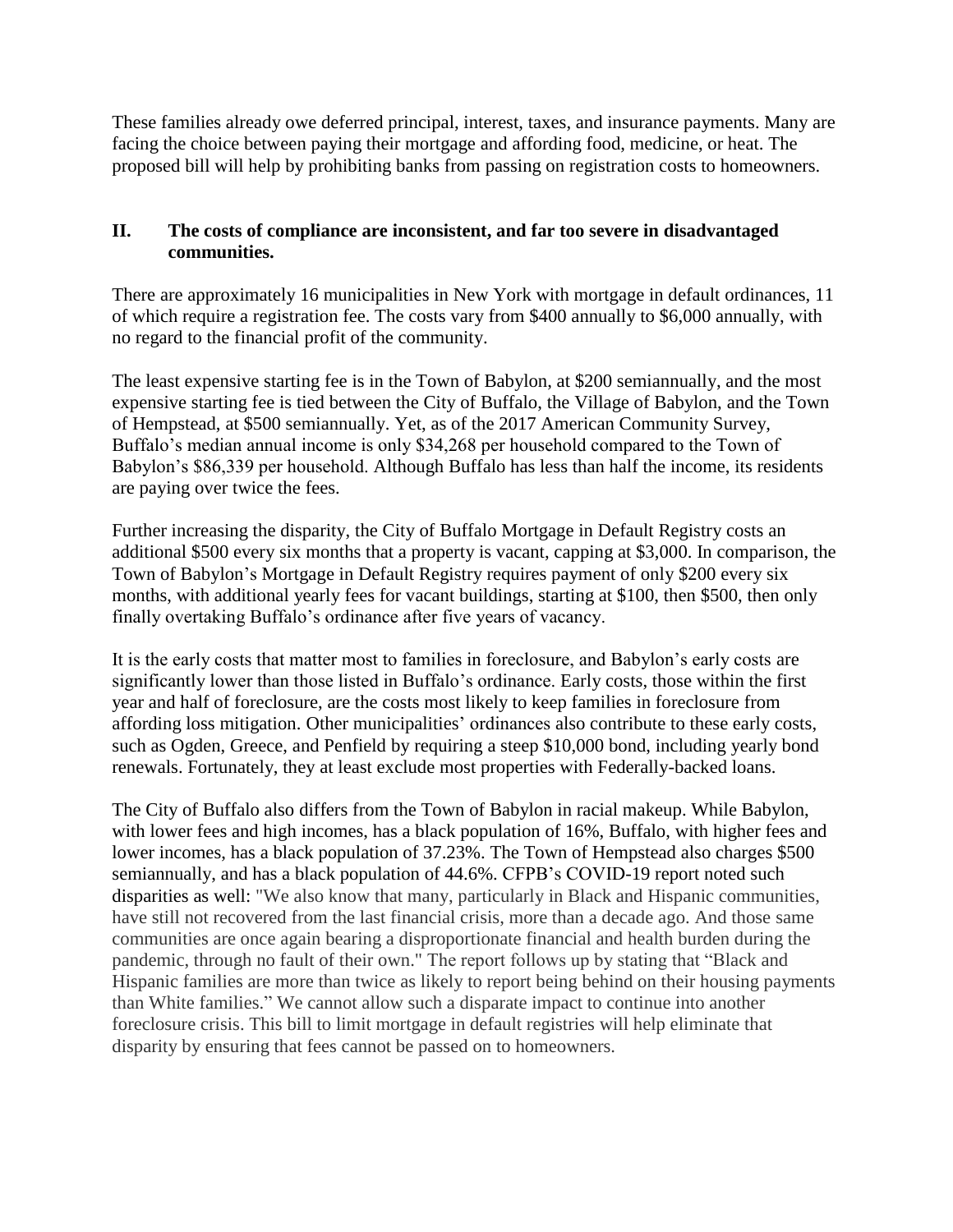These families already owe deferred principal, interest, taxes, and insurance payments. Many are facing the choice between paying their mortgage and affording food, medicine, or heat. The proposed bill will help by prohibiting banks from passing on registration costs to homeowners.

## II. The costs of compliance are inconsistent, and far too severe in disadvantaged communities.

There are approximately 16 municipalities in New York with mortgage in default ordinances, 11 of which require a registration fee. The costs vary from $400 annually to $6,000 annually, with no regard to the financial profit of the community.

The least expensive starting fee is in the Town of Babylon, at $200 semiannually, and the most expensive starting fee is tied between the City of Buffalo, the Village of Babylon, and the Town of Hempstead, at $500 semiannually. Yet, as of the 2017 American Community Survey, Buffalo's median annual income is only $34,268 per household compared to the Town of Babylon's $86,339 per household. Although Buffalo has less than half the income, its residents are paying over twice the fees.

Further increasing the disparity, the City of Buffalo Mortgage in Default Registry costs an additional $500 every six months that a property is vacant, capping at $3,000. In comparison, the Town of Babylon's Mortgage in Default Registry requires payment of only $200 every six months, with additional yearly fees for vacant buildings, starting at $100, then $500, then only finally overtaking Buffalo's ordinance after five years of vacancy.

It is the early costs that matter most to families in foreclosure, and Babylon's early costs are significantly lower than those listed in Buffalo's ordinance. Early costs, those within the first year and half of foreclosure, are the costs most likely to keep families in foreclosure from affording loss mitigation. Other municipalities' ordinances also contribute to these early costs, such as Ogden, Greece, and Penfield by requiring a steep $10,000 bond, including yearly bond renewals. Fortunately, they at least exclude most properties with Federally-backed loans.

The City of Buffalo also differs from the Town of Babylon in racial makeup. While Babylon, with lower fees and high incomes, has a black population of 16%, Buffalo, with higher fees and lower incomes, has a black population of 37.23%. The Town of Hempstead also charges $500 semiannually, and has a black population of 44.6%. CFPB's COVID-19 report noted such disparities as well: "We also know that many, particularly in Black and Hispanic communities, have still not recovered from the last financial crisis, more than a decade ago. And those same communities are once again bearing a disproportionate financial and health burden during the pandemic, through no fault of their own." The report follows up by stating that "Black and Hispanic families are more than twice as likely to report being behind on their housing payments than White families." We cannot allow such a disparate impact to continue into another foreclosure crisis. This bill to limit mortgage in default registries will help eliminate that disparity by ensuring that fees cannot be passed on to homeowners.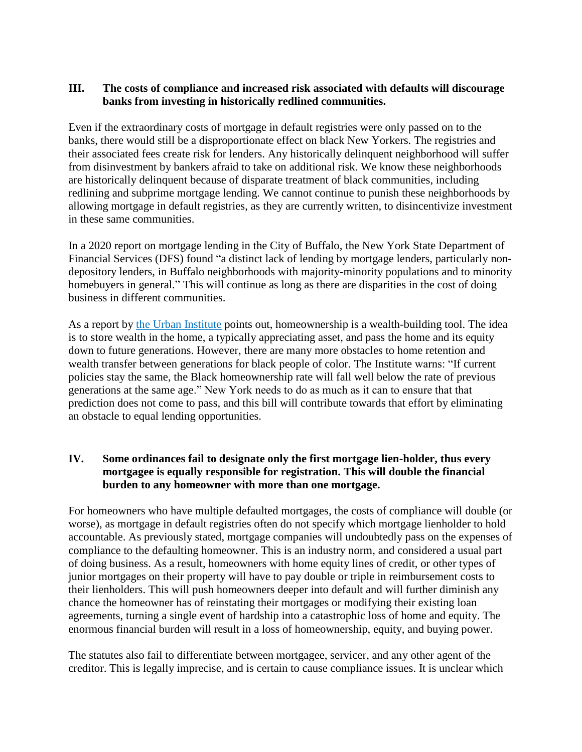## III. The costs of compliance and increased risk associated with defaults will discourage banks from investing in historically redlined communities.

Even if the extraordinary costs of mortgage in default registries were only passed on to the banks, there would still be a disproportionate effect on black New Yorkers. The registries and their associated fees create risk for lenders. Any historically delinquent neighborhood will suffer from disinvestment by bankers afraid to take on additional risk. We know these neighborhoods are historically delinquent because of disparate treatment of black communities, including redlining and subprime mortgage lending. We cannot continue to punish these neighborhoods by allowing mortgage in default registries, as they are currently written, to disincentivize investment in these same communities.

In a 2020 report on mortgage lending in the City of Buffalo, the New York State Department of Financial Services (DFS) found "a distinct lack of lending by mortgage lenders, particularly non-depository lenders, in Buffalo neighborhoods with majority-minority populations and to minority homebuyers in general." This will continue as long as there are disparities in the cost of doing business in different communities.

As a report by the Urban Institute points out, homeownership is a wealth-building tool. The idea is to store wealth in the home, a typically appreciating asset, and pass the home and its equity down to future generations. However, there are many more obstacles to home retention and wealth transfer between generations for black people of color. The Institute warns: "If current policies stay the same, the Black homeownership rate will fall well below the rate of previous generations at the same age." New York needs to do as much as it can to ensure that that prediction does not come to pass, and this bill will contribute towards that effort by eliminating an obstacle to equal lending opportunities.

## IV. Some ordinances fail to designate only the first mortgage lien-holder, thus every mortgagee is equally responsible for registration. This will double the financial burden to any homeowner with more than one mortgage.

For homeowners who have multiple defaulted mortgages, the costs of compliance will double (or worse), as mortgage in default registries often do not specify which mortgage lienholder to hold accountable. As previously stated, mortgage companies will undoubtedly pass on the expenses of compliance to the defaulting homeowner. This is an industry norm, and considered a usual part of doing business. As a result, homeowners with home equity lines of credit, or other types of junior mortgages on their property will have to pay double or triple in reimbursement costs to their lienholders. This will push homeowners deeper into default and will further diminish any chance the homeowner has of reinstating their mortgages or modifying their existing loan agreements, turning a single event of hardship into a catastrophic loss of home and equity. The enormous financial burden will result in a loss of homeownership, equity, and buying power.

The statutes also fail to differentiate between mortgagee, servicer, and any other agent of the creditor. This is legally imprecise, and is certain to cause compliance issues. It is unclear which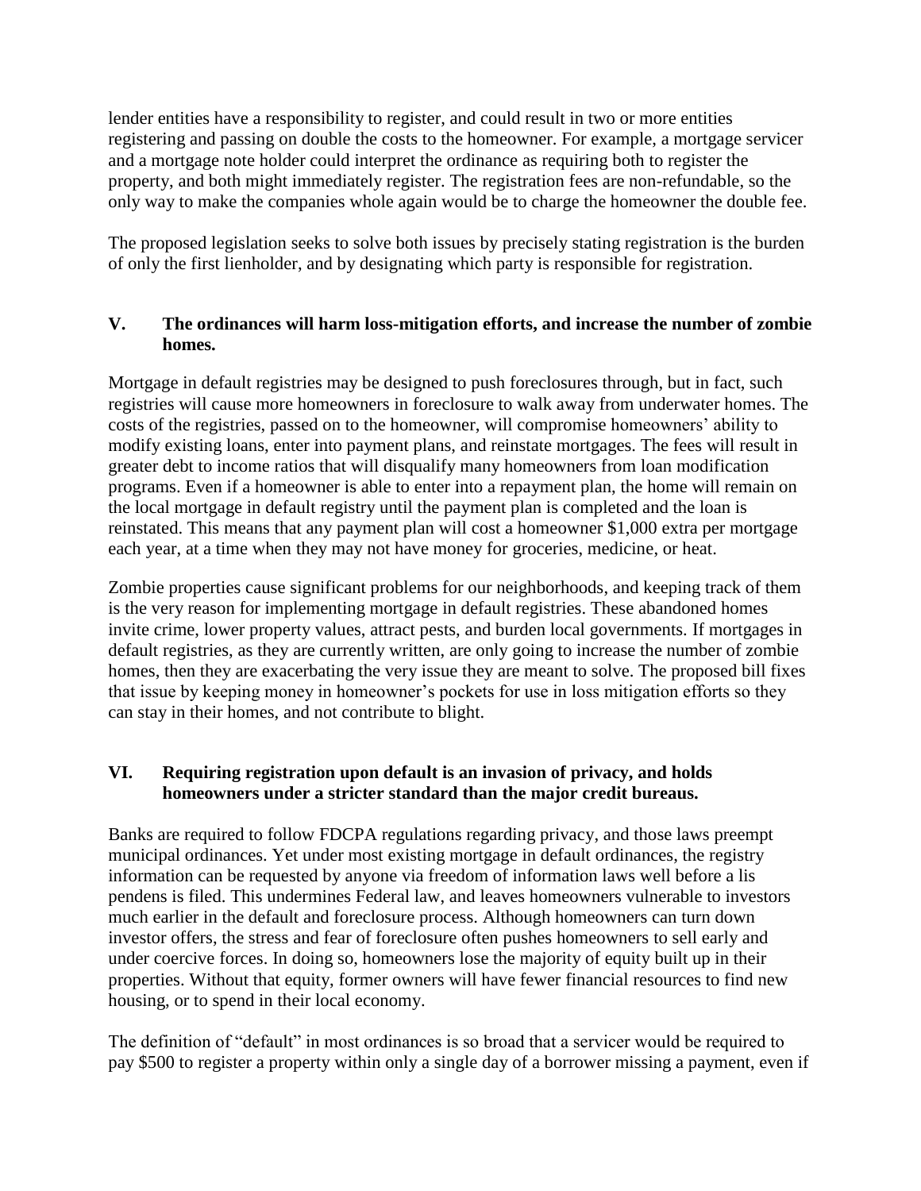lender entities have a responsibility to register, and could result in two or more entities registering and passing on double the costs to the homeowner. For example, a mortgage servicer and a mortgage note holder could interpret the ordinance as requiring both to register the property, and both might immediately register. The registration fees are non-refundable, so the only way to make the companies whole again would be to charge the homeowner the double fee.

The proposed legislation seeks to solve both issues by precisely stating registration is the burden of only the first lienholder, and by designating which party is responsible for registration.

## V. The ordinances will harm loss-mitigation efforts, and increase the number of zombie homes.

Mortgage in default registries may be designed to push foreclosures through, but in fact, such registries will cause more homeowners in foreclosure to walk away from underwater homes. The costs of the registries, passed on to the homeowner, will compromise homeowners' ability to modify existing loans, enter into payment plans, and reinstate mortgages. The fees will result in greater debt to income ratios that will disqualify many homeowners from loan modification programs. Even if a homeowner is able to enter into a repayment plan, the home will remain on the local mortgage in default registry until the payment plan is completed and the loan is reinstated. This means that any payment plan will cost a homeowner $1,000 extra per mortgage each year, at a time when they may not have money for groceries, medicine, or heat.

Zombie properties cause significant problems for our neighborhoods, and keeping track of them is the very reason for implementing mortgage in default registries. These abandoned homes invite crime, lower property values, attract pests, and burden local governments. If mortgages in default registries, as they are currently written, are only going to increase the number of zombie homes, then they are exacerbating the very issue they are meant to solve. The proposed bill fixes that issue by keeping money in homeowner's pockets for use in loss mitigation efforts so they can stay in their homes, and not contribute to blight.

## VI. Requiring registration upon default is an invasion of privacy, and holds homeowners under a stricter standard than the major credit bureaus.

Banks are required to follow FDCPA regulations regarding privacy, and those laws preempt municipal ordinances. Yet under most existing mortgage in default ordinances, the registry information can be requested by anyone via freedom of information laws well before a lis pendens is filed. This undermines Federal law, and leaves homeowners vulnerable to investors much earlier in the default and foreclosure process. Although homeowners can turn down investor offers, the stress and fear of foreclosure often pushes homeowners to sell early and under coercive forces. In doing so, homeowners lose the majority of equity built up in their properties. Without that equity, former owners will have fewer financial resources to find new housing, or to spend in their local economy.

The definition of "default" in most ordinances is so broad that a servicer would be required to pay $500 to register a property within only a single day of a borrower missing a payment, even if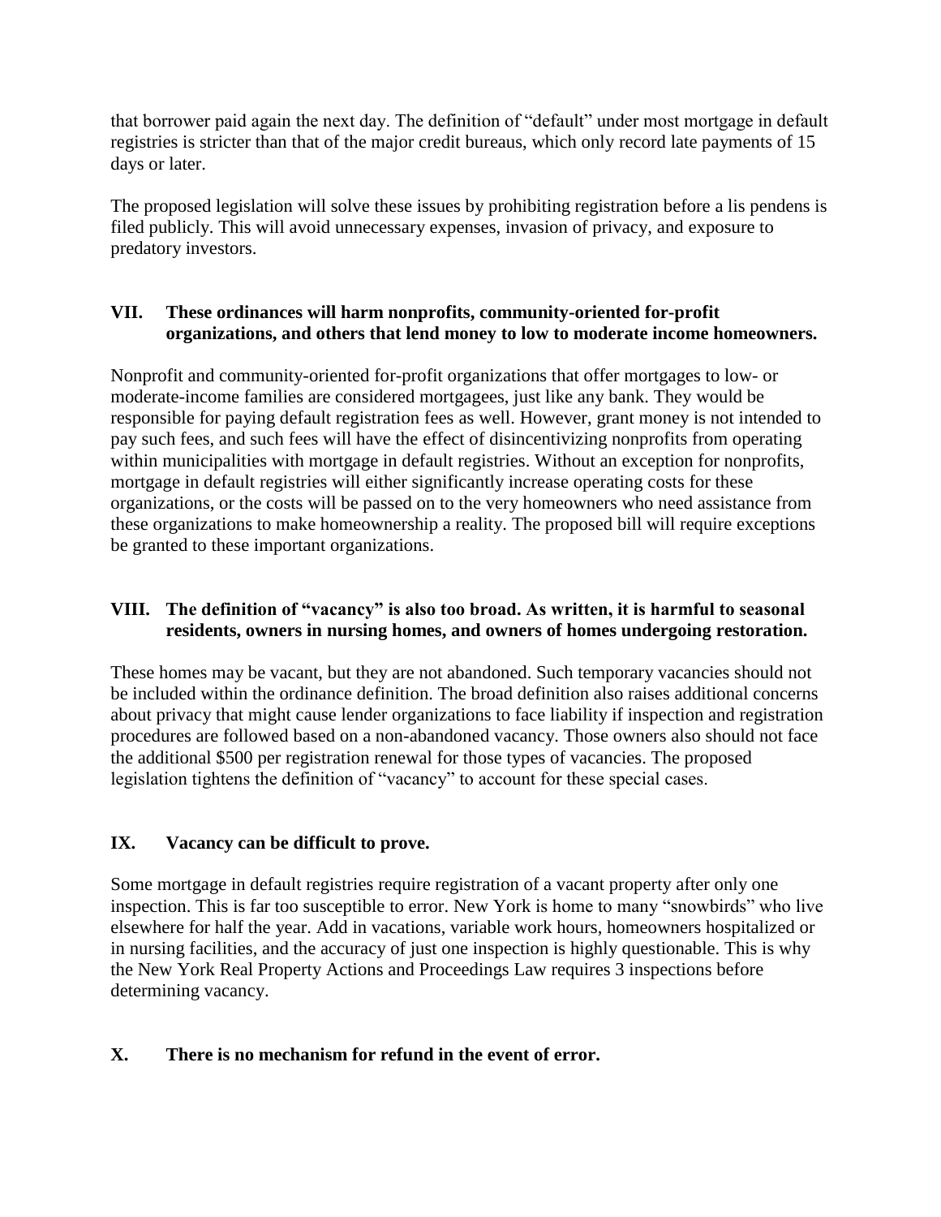that borrower paid again the next day. The definition of "default" under most mortgage in default registries is stricter than that of the major credit bureaus, which only record late payments of 15 days or later.

The proposed legislation will solve these issues by prohibiting registration before a lis pendens is filed publicly. This will avoid unnecessary expenses, invasion of privacy, and exposure to predatory investors.

## VII. These ordinances will harm nonprofits, community-oriented for-profit organizations, and others that lend money to low to moderate income homeowners.

Nonprofit and community-oriented for-profit organizations that offer mortgages to low- or moderate-income families are considered mortgagees, just like any bank. They would be responsible for paying default registration fees as well. However, grant money is not intended to pay such fees, and such fees will have the effect of disincentivizing nonprofits from operating within municipalities with mortgage in default registries. Without an exception for nonprofits, mortgage in default registries will either significantly increase operating costs for these organizations, or the costs will be passed on to the very homeowners who need assistance from these organizations to make homeownership a reality. The proposed bill will require exceptions be granted to these important organizations.

## VIII. The definition of "vacancy" is also too broad. As written, it is harmful to seasonal residents, owners in nursing homes, and owners of homes undergoing restoration.

These homes may be vacant, but they are not abandoned. Such temporary vacancies should not be included within the ordinance definition. The broad definition also raises additional concerns about privacy that might cause lender organizations to face liability if inspection and registration procedures are followed based on a non-abandoned vacancy. Those owners also should not face the additional $500 per registration renewal for those types of vacancies. The proposed legislation tightens the definition of "vacancy" to account for these special cases.

## IX. Vacancy can be difficult to prove.

Some mortgage in default registries require registration of a vacant property after only one inspection. This is far too susceptible to error. New York is home to many "snowbirds" who live elsewhere for half the year. Add in vacations, variable work hours, homeowners hospitalized or in nursing facilities, and the accuracy of just one inspection is highly questionable. This is why the New York Real Property Actions and Proceedings Law requires 3 inspections before determining vacancy.

## X. There is no mechanism for refund in the event of error.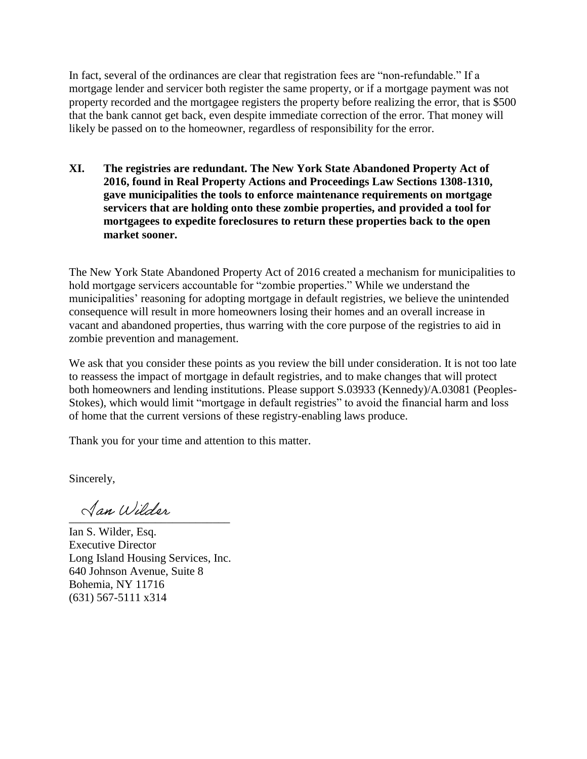In fact, several of the ordinances are clear that registration fees are "non-refundable." If a mortgage lender and servicer both register the same property, or if a mortgage payment was not property recorded and the mortgagee registers the property before realizing the error, that is $500 that the bank cannot get back, even despite immediate correction of the error. That money will likely be passed on to the homeowner, regardless of responsibility for the error.

**XI. The registries are redundant. The New York State Abandoned Property Act of 2016, found in Real Property Actions and Proceedings Law Sections 1308-1310, gave municipalities the tools to enforce maintenance requirements on mortgage servicers that are holding onto these zombie properties, and provided a tool for mortgagees to expedite foreclosures to return these properties back to the open market sooner.**

The New York State Abandoned Property Act of 2016 created a mechanism for municipalities to hold mortgage servicers accountable for "zombie properties." While we understand the municipalities' reasoning for adopting mortgage in default registries, we believe the unintended consequence will result in more homeowners losing their homes and an overall increase in vacant and abandoned properties, thus warring with the core purpose of the registries to aid in zombie prevention and management.

We ask that you consider these points as you review the bill under consideration. It is not too late to reassess the impact of mortgage in default registries, and to make changes that will protect both homeowners and lending institutions. Please support S.03933 (Kennedy)/A.03081 (Peoples-Stokes), which would limit "mortgage in default registries" to avoid the financial harm and loss of home that the current versions of these registry-enabling laws produce.

Thank you for your time and attention to this matter.

Sincerely,

Ian Wilder

Ian S. Wilder, Esq.
Executive Director
Long Island Housing Services, Inc.
640 Johnson Avenue, Suite 8
Bohemia, NY 11716
(631) 567-5111 x314